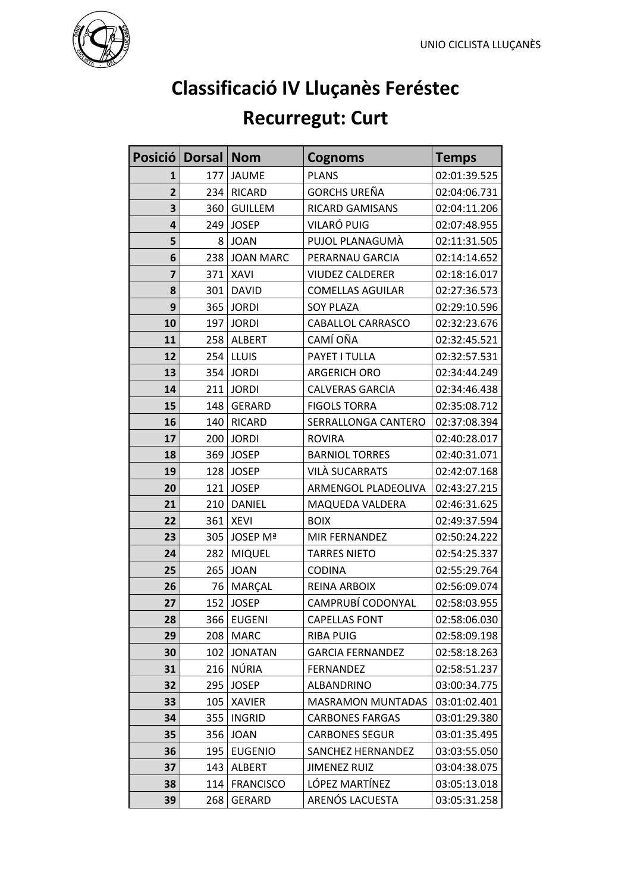# Classificació IV Lluçanès Feréstec

## Recurregut: Curt

| Posició | Dorsal | Nom | Cognoms | Temps |
|---|---|---|---|---|
| 1 | 177 | JAUME | PLANS | 02:01:39.525 |
| 2 | 234 | RICARD | GORCHS UREÑA | 02:04:06.731 |
| 3 | 360 | GUILLEM | RICARD GAMISANS | 02:04:11.206 |
| 4 | 249 | JOSEP | VILARÓ PUIG | 02:07:48.955 |
| 5 | 8 | JOAN | PUJOL PLANAGUMÀ | 02:11:31.505 |
| 6 | 238 | JOAN MARC | PERARNAU GARCIA | 02:14:14.652 |
| 7 | 371 | XAVI | VIUDEZ CALDERER | 02:18:16.017 |
| 8 | 301 | DAVID | COMELLAS AGUILAR | 02:27:36.573 |
| 9 | 365 | JORDI | SOY PLAZA | 02:29:10.596 |
| 10 | 197 | JORDI | CABALLOL CARRASCO | 02:32:23.676 |
| 11 | 258 | ALBERT | CAMÍ OÑA | 02:32:45.521 |
| 12 | 254 | LLUIS | PAYET I TULLA | 02:32:57.531 |
| 13 | 354 | JORDI | ARGERICH ORO | 02:34:44.249 |
| 14 | 211 | JORDI | CALVERAS GARCIA | 02:34:46.438 |
| 15 | 148 | GERARD | FIGOLS TORRA | 02:35:08.712 |
| 16 | 140 | RICARD | SERRALLONGA CANTERO | 02:37:08.394 |
| 17 | 200 | JORDI | ROVIRA | 02:40:28.017 |
| 18 | 369 | JOSEP | BARNIOL TORRES | 02:40:31.071 |
| 19 | 128 | JOSEP | VILÀ SUCARRATS | 02:42:07.168 |
| 20 | 121 | JOSEP | ARMENGOL PLADEOLIVA | 02:43:27.215 |
| 21 | 210 | DANIEL | MAQUEDA VALDERA | 02:46:31.625 |
| 22 | 361 | XEVI | BOIX | 02:49:37.594 |
| 23 | 305 | JOSEP Mª | MIR FERNANDEZ | 02:50:24.222 |
| 24 | 282 | MIQUEL | TARRES NIETO | 02:54:25.337 |
| 25 | 265 | JOAN | CODINA | 02:55:29.764 |
| 26 | 76 | MARÇAL | REINA ARBOIX | 02:56:09.074 |
| 27 | 152 | JOSEP | CAMPRUBÍ CODONYAL | 02:58:03.955 |
| 28 | 366 | EUGENI | CAPELLAS FONT | 02:58:06.030 |
| 29 | 208 | MARC | RIBA PUIG | 02:58:09.198 |
| 30 | 102 | JONATAN | GARCIA FERNANDEZ | 02:58:18.263 |
| 31 | 216 | NÚRIA | FERNANDEZ | 02:58:51.237 |
| 32 | 295 | JOSEP | ALBANDRINO | 03:00:34.775 |
| 33 | 105 | XAVIER | MASRAMON MUNTADAS | 03:01:02.401 |
| 34 | 355 | INGRID | CARBONES FARGAS | 03:01:29.380 |
| 35 | 356 | JOAN | CARBONES SEGUR | 03:01:35.495 |
| 36 | 195 | EUGENIO | SANCHEZ HERNANDEZ | 03:03:55.050 |
| 37 | 143 | ALBERT | JIMENEZ RUIZ | 03:04:38.075 |
| 38 | 114 | FRANCISCO | LÓPEZ MARTÍNEZ | 03:05:13.018 |
| 39 | 268 | GERARD | ARENÓS LACUESTA | 03:05:31.258 |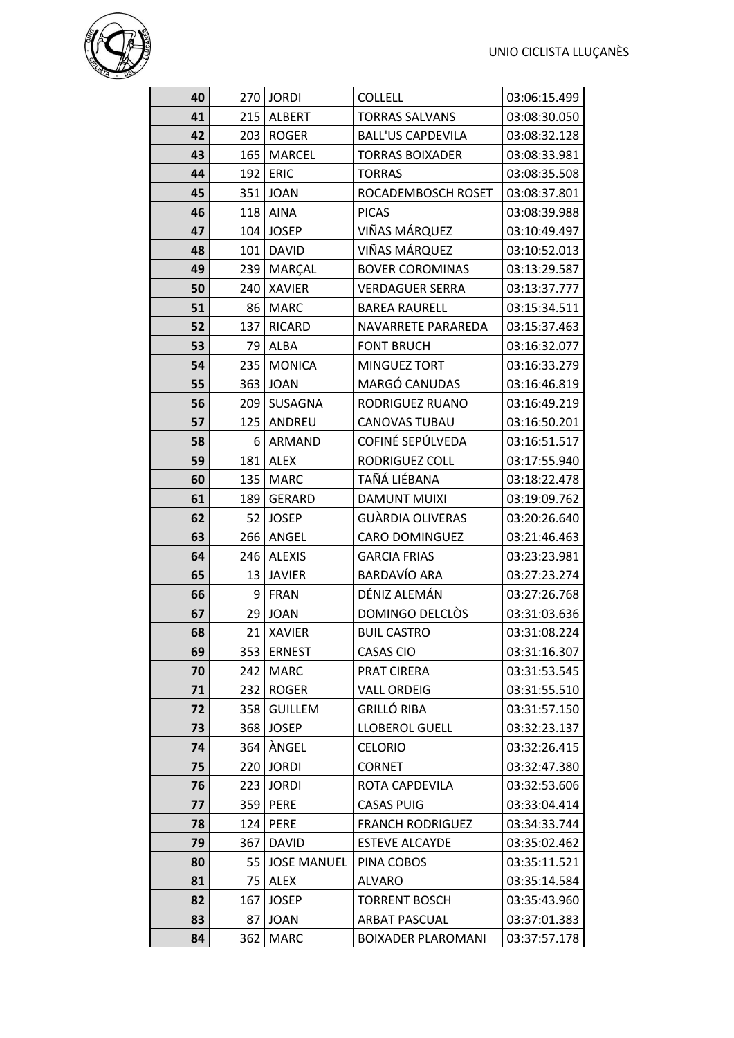| 40 | 270 | JORDI | COLLELL | 03:06:15.499 |
|---|---|---|---|---|
| 41 | 215 | ALBERT | TORRAS SALVANS | 03:08:30.050 |
| 42 | 203 | ROGER | BALL'US CAPDEVILA | 03:08:32.128 |
| 43 | 165 | MARCEL | TORRAS BOIXADER | 03:08:33.981 |
| 44 | 192 | ERIC | TORRAS | 03:08:35.508 |
| 45 | 351 | JOAN | ROCADEMBOSCH ROSET | 03:08:37.801 |
| 46 | 118 | AINA | PICAS | 03:08:39.988 |
| 47 | 104 | JOSEP | VIÑAS MÁRQUEZ | 03:10:49.497 |
| 48 | 101 | DAVID | VIÑAS MÁRQUEZ | 03:10:52.013 |
| 49 | 239 | MARÇAL | BOVER COROMINAS | 03:13:29.587 |
| 50 | 240 | XAVIER | VERDAGUER SERRA | 03:13:37.777 |
| 51 | 86 | MARC | BAREA RAURELL | 03:15:34.511 |
| 52 | 137 | RICARD | NAVARRETE PARAREDA | 03:15:37.463 |
| 53 | 79 | ALBA | FONT BRUCH | 03:16:32.077 |
| 54 | 235 | MONICA | MINGUEZ TORT | 03:16:33.279 |
| 55 | 363 | JOAN | MARGÓ CANUDAS | 03:16:46.819 |
| 56 | 209 | SUSAGNA | RODRIGUEZ RUANO | 03:16:49.219 |
| 57 | 125 | ANDREU | CANOVAS TUBAU | 03:16:50.201 |
| 58 | 6 | ARMAND | COFINÉ SEPÚLVEDA | 03:16:51.517 |
| 59 | 181 | ALEX | RODRIGUEZ COLL | 03:17:55.940 |
| 60 | 135 | MARC | TAÑÁ LIÉBANA | 03:18:22.478 |
| 61 | 189 | GERARD | DAMUNT MUIXI | 03:19:09.762 |
| 62 | 52 | JOSEP | GUÀRDIA OLIVERAS | 03:20:26.640 |
| 63 | 266 | ANGEL | CARO DOMINGUEZ | 03:21:46.463 |
| 64 | 246 | ALEXIS | GARCIA FRIAS | 03:23:23.981 |
| 65 | 13 | JAVIER | BARDAVÍO ARA | 03:27:23.274 |
| 66 | 9 | FRAN | DÉNIZ ALEMÁN | 03:27:26.768 |
| 67 | 29 | JOAN | DOMINGO DELCLÒS | 03:31:03.636 |
| 68 | 21 | XAVIER | BUIL CASTRO | 03:31:08.224 |
| 69 | 353 | ERNEST | CASAS CIO | 03:31:16.307 |
| 70 | 242 | MARC | PRAT CIRERA | 03:31:53.545 |
| 71 | 232 | ROGER | VALL ORDEIG | 03:31:55.510 |
| 72 | 358 | GUILLEM | GRILLÓ RIBA | 03:31:57.150 |
| 73 | 368 | JOSEP | LLOBEROL GUELL | 03:32:23.137 |
| 74 | 364 | ÀNGEL | CELORIO | 03:32:26.415 |
| 75 | 220 | JORDI | CORNET | 03:32:47.380 |
| 76 | 223 | JORDI | ROTA CAPDEVILA | 03:32:53.606 |
| 77 | 359 | PERE | CASAS PUIG | 03:33:04.414 |
| 78 | 124 | PERE | FRANCH RODRIGUEZ | 03:34:33.744 |
| 79 | 367 | DAVID | ESTEVE ALCAYDE | 03:35:02.462 |
| 80 | 55 | JOSE MANUEL | PINA COBOS | 03:35:11.521 |
| 81 | 75 | ALEX | ALVARO | 03:35:14.584 |
| 82 | 167 | JOSEP | TORRENT BOSCH | 03:35:43.960 |
| 83 | 87 | JOAN | ARBAT PASCUAL | 03:37:01.383 |
| 84 | 362 | MARC | BOIXADER PLAROMANI | 03:37:57.178 |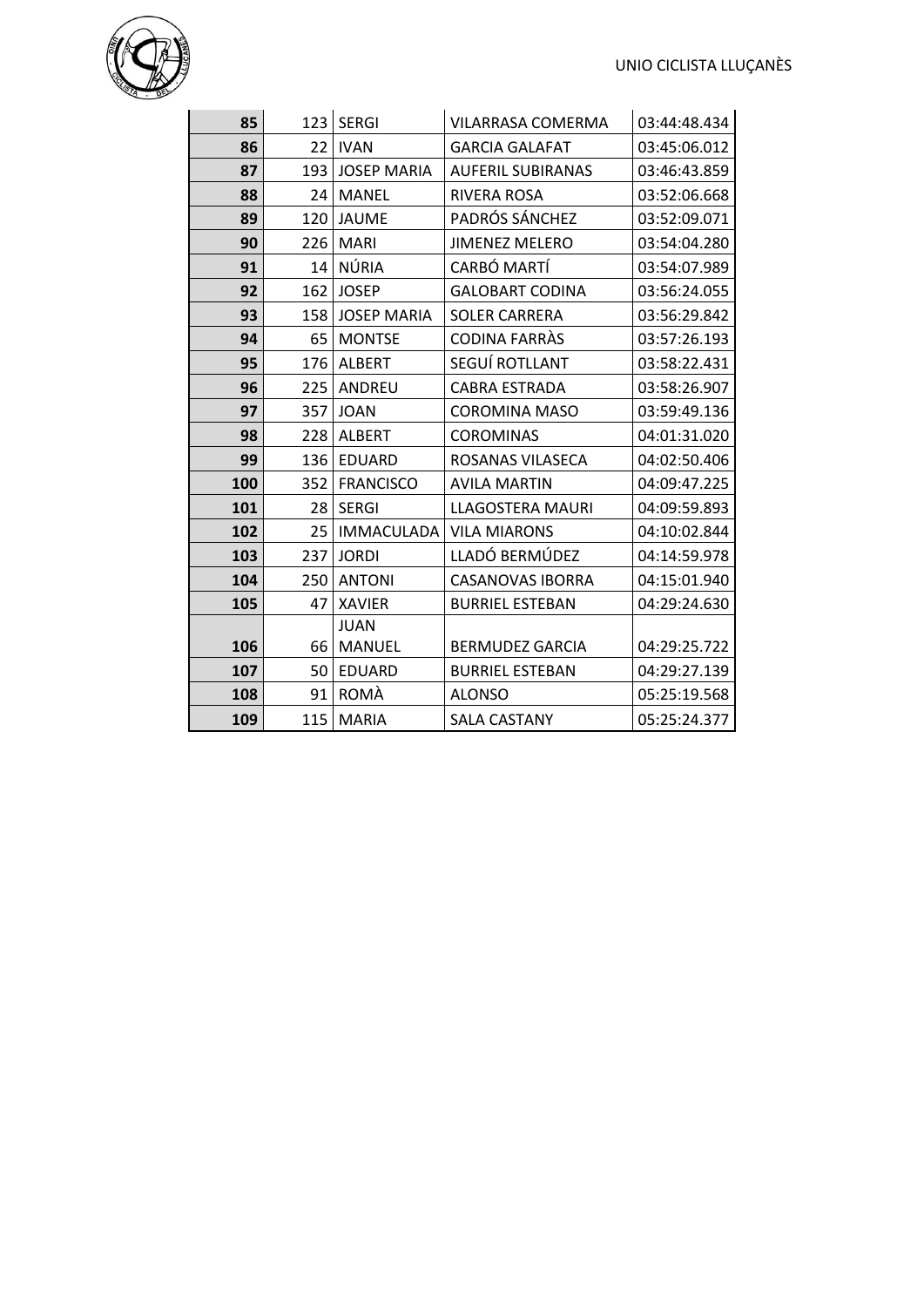| | | | | |
|---|---|---|---|---|
| **85** | 123 | SERGI | VILARRASA COMERMA | 03:44:48.434 |
| **86** | 22 | IVAN | GARCIA GALAFAT | 03:45:06.012 |
| **87** | 193 | JOSEP MARIA | AUFERIL SUBIRANAS | 03:46:43.859 |
| **88** | 24 | MANEL | RIVERA ROSA | 03:52:06.668 |
| **89** | 120 | JAUME | PADRÓS SÁNCHEZ | 03:52:09.071 |
| **90** | 226 | MARI | JIMENEZ MELERO | 03:54:04.280 |
| **91** | 14 | NÚRIA | CARBÓ MARTÍ | 03:54:07.989 |
| **92** | 162 | JOSEP | GALOBART CODINA | 03:56:24.055 |
| **93** | 158 | JOSEP MARIA | SOLER CARRERA | 03:56:29.842 |
| **94** | 65 | MONTSE | CODINA FARRÀS | 03:57:26.193 |
| **95** | 176 | ALBERT | SEGUÍ ROTLLANT | 03:58:22.431 |
| **96** | 225 | ANDREU | CABRA ESTRADA | 03:58:26.907 |
| **97** | 357 | JOAN | COROMINA MASO | 03:59:49.136 |
| **98** | 228 | ALBERT | COROMINAS | 04:01:31.020 |
| **99** | 136 | EDUARD | ROSANAS VILASECA | 04:02:50.406 |
| **100** | 352 | FRANCISCO | AVILA MARTIN | 04:09:47.225 |
| **101** | 28 | SERGI | LLAGOSTERA MAURI | 04:09:59.893 |
| **102** | 25 | IMMACULADA | VILA MIARONS | 04:10:02.844 |
| **103** | 237 | JORDI | LLADÓ BERMÚDEZ | 04:14:59.978 |
| **104** | 250 | ANTONI | CASANOVAS IBORRA | 04:15:01.940 |
| **105** | 47 | XAVIER | BURRIEL ESTEBAN | 04:29:24.630 |
| **106** | 66 | JUAN MANUEL | BERMUDEZ GARCIA | 04:29:25.722 |
| **107** | 50 | EDUARD | BURRIEL ESTEBAN | 04:29:27.139 |
| **108** | 91 | ROMÀ | ALONSO | 05:25:19.568 |
| **109** | 115 | MARIA | SALA CASTANY | 05:25:24.377 |